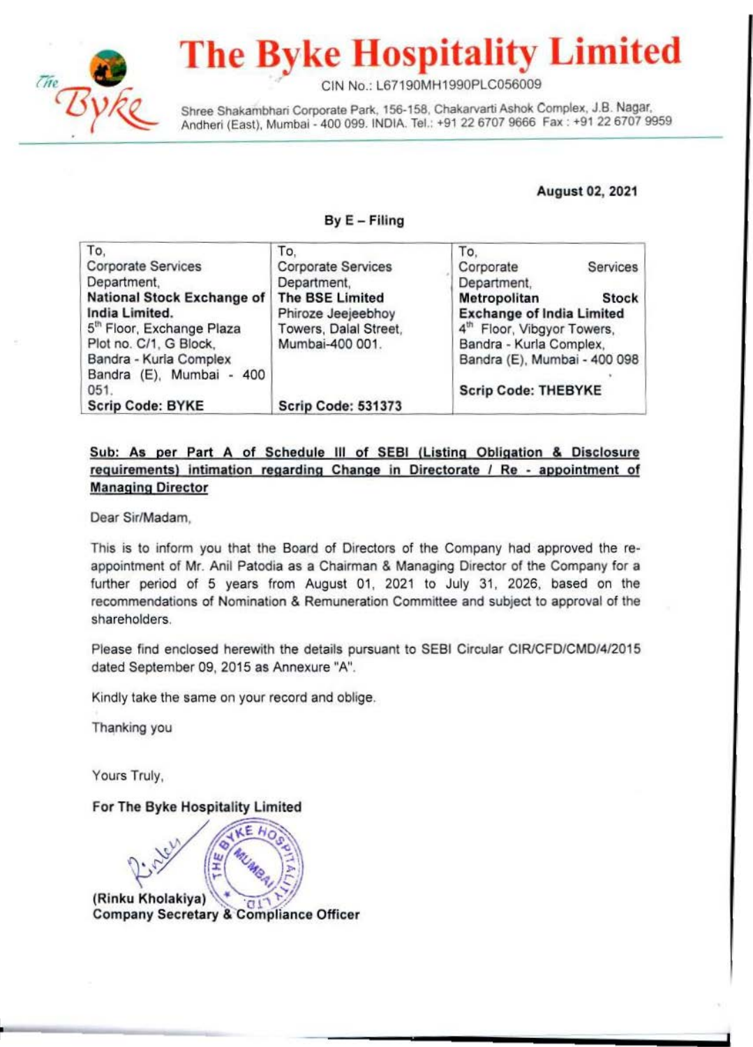# The Byke Hospitality Limited

CIN No.: L67190MH1990PLC056009

Shree Shakambhari Corporate Park, 156-158, Chakarvarti Ashok Complex, J.B. Nagar, Andheri (East), Mumbai - 400 099. INDIA. Tel.: +91 22 6707 9666 Fax : +91 22 6707 9959

**August 02, 2021**

**By E – Filing**

| To, Corporate Services Department, **National Stock Exchange of India Limited.** 5th Floor, Exchange Plaza Plot no. C/1, G Block, Bandra - Kurla Complex Bandra (E), Mumbai - 400 051. **Scrip Code: BYKE** | To, Corporate Services Department, **The BSE Limited** Phiroze Jeejeebhoy Towers, Dalal Street, Mumbai-400 001. **Scrip Code: 531373** | To, Corporate Services Department, **Metropolitan Stock Exchange of India Limited** 4th Floor, Vibgyor Towers, Bandra - Kurla Complex, Bandra (E), Mumbai - 400 098 **Scrip Code: THEBYKE** |
|---|---|---|

**Sub: As per Part A of Schedule III of SEBI (Listing Obligation & Disclosure requirements) intimation regarding Change in Directorate / Re - appointment of Managing Director**

Dear Sir/Madam,

This is to inform you that the Board of Directors of the Company had approved the re-appointment of Mr. Anil Patodia as a Chairman & Managing Director of the Company for a further period of 5 years from August 01, 2021 to July 31, 2026, based on the recommendations of Nomination & Remuneration Committee and subject to approval of the shareholders.

Please find enclosed herewith the details pursuant to SEBI Circular CIR/CFD/CMD/4/2015 dated September 09, 2015 as Annexure "A".

Kindly take the same on your record and oblige.

Thanking you

Yours Truly,

**For The Byke Hospitality Limited**

**(Rinku Kholakiya)**
**Company Secretary & Compliance Officer**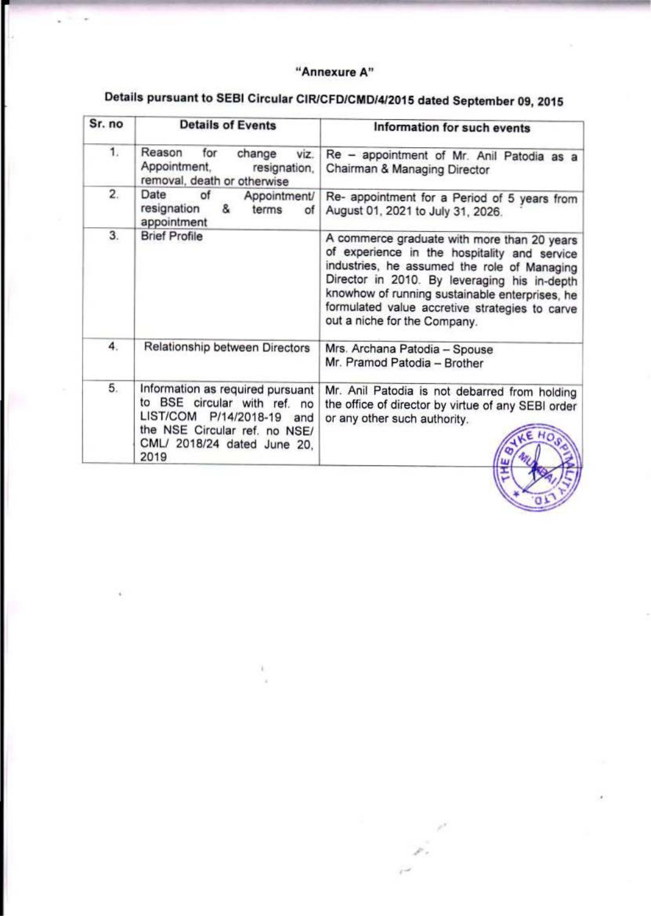**"Annexure A"**

**Details pursuant to SEBI Circular CIR/CFD/CMD/4/2015 dated September 09, 2015**

| Sr. no | Details of Events | Information for such events |
|---|---|---|
| 1. | Reason for change viz. Appointment, resignation, removal, death or otherwise | Re – appointment of Mr. Anil Patodia as a Chairman & Managing Director |
| 2. | Date of Appointment/ resignation & terms of appointment | Re- appointment for a Period of 5 years from August 01, 2021 to July 31, 2026. |
| 3. | Brief Profile | A commerce graduate with more than 20 years of experience in the hospitality and service industries, he assumed the role of Managing Director in 2010. By leveraging his in-depth knowhow of running sustainable enterprises, he formulated value accretive strategies to carve out a niche for the Company. |
| 4. | Relationship between Directors | Mrs. Archana Patodia – Spouse<br>Mr. Pramod Patodia – Brother |
| 5. | Information as required pursuant to BSE circular with ref. no LIST/COM P/14/2018-19 and the NSE Circular ref. no NSE/ CML/ 2018/24 dated June 20, 2019 | Mr. Anil Patodia is not debarred from holding the office of director by virtue of any SEBI order or any other such authority. |